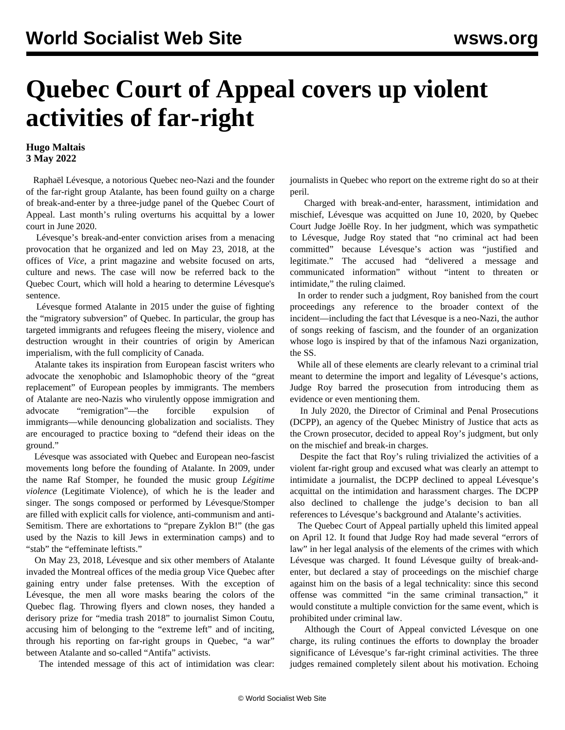# Quebec Court of Appeal covers up violent activities of far-right

**Hugo Maltais**
**3 May 2022**

Raphaël Lévesque, a notorious Quebec neo-Nazi and the founder of the far-right group Atalante, has been found guilty on a charge of break-and-enter by a three-judge panel of the Quebec Court of Appeal. Last month's ruling overturns his acquittal by a lower court in June 2020.

Lévesque's break-and-enter conviction arises from a menacing provocation that he organized and led on May 23, 2018, at the offices of *Vice*, a print magazine and website focused on arts, culture and news. The case will now be referred back to the Quebec Court, which will hold a hearing to determine Lévesque's sentence.

Lévesque formed Atalante in 2015 under the guise of fighting the "migratory subversion" of Quebec. In particular, the group has targeted immigrants and refugees fleeing the misery, violence and destruction wrought in their countries of origin by American imperialism, with the full complicity of Canada.

Atalante takes its inspiration from European fascist writers who advocate the xenophobic and Islamophobic theory of the "great replacement" of European peoples by immigrants. The members of Atalante are neo-Nazis who virulently oppose immigration and advocate "remigration"—the forcible expulsion of immigrants—while denouncing globalization and socialists. They are encouraged to practice boxing to "defend their ideas on the ground."

Lévesque was associated with Quebec and European neo-fascist movements long before the founding of Atalante. In 2009, under the name Raf Stomper, he founded the music group *Légitime violence* (Legitimate Violence), of which he is the leader and singer. The songs composed or performed by Lévesque/Stomper are filled with explicit calls for violence, anti-communism and anti-Semitism. There are exhortations to "prepare Zyklon B!" (the gas used by the Nazis to kill Jews in extermination camps) and to "stab" the "effeminate leftists."

On May 23, 2018, Lévesque and six other members of Atalante invaded the Montreal offices of the media group Vice Quebec after gaining entry under false pretenses. With the exception of Lévesque, the men all wore masks bearing the colors of the Quebec flag. Throwing flyers and clown noses, they handed a derisory prize for "media trash 2018" to journalist Simon Coutu, accusing him of belonging to the "extreme left" and of inciting, through his reporting on far-right groups in Quebec, "a war" between Atalante and so-called "Antifa" activists.

The intended message of this act of intimidation was clear: journalists in Quebec who report on the extreme right do so at their peril.

Charged with break-and-enter, harassment, intimidation and mischief, Lévesque was acquitted on June 10, 2020, by Quebec Court Judge Joëlle Roy. In her judgment, which was sympathetic to Lévesque, Judge Roy stated that "no criminal act had been committed" because Lévesque's action was "justified and legitimate." The accused had "delivered a message and communicated information" without "intent to threaten or intimidate," the ruling claimed.

In order to render such a judgment, Roy banished from the court proceedings any reference to the broader context of the incident—including the fact that Lévesque is a neo-Nazi, the author of songs reeking of fascism, and the founder of an organization whose logo is inspired by that of the infamous Nazi organization, the SS.

While all of these elements are clearly relevant to a criminal trial meant to determine the import and legality of Lévesque's actions, Judge Roy barred the prosecution from introducing them as evidence or even mentioning them.

In July 2020, the Director of Criminal and Penal Prosecutions (DCPP), an agency of the Quebec Ministry of Justice that acts as the Crown prosecutor, decided to appeal Roy's judgment, but only on the mischief and break-in charges.

Despite the fact that Roy's ruling trivialized the activities of a violent far-right group and excused what was clearly an attempt to intimidate a journalist, the DCPP declined to appeal Lévesque's acquittal on the intimidation and harassment charges. The DCPP also declined to challenge the judge's decision to ban all references to Lévesque's background and Atalante's activities.

The Quebec Court of Appeal partially upheld this limited appeal on April 12. It found that Judge Roy had made several "errors of law" in her legal analysis of the elements of the crimes with which Lévesque was charged. It found Lévesque guilty of break-and-enter, but declared a stay of proceedings on the mischief charge against him on the basis of a legal technicality: since this second offense was committed "in the same criminal transaction," it would constitute a multiple conviction for the same event, which is prohibited under criminal law.

Although the Court of Appeal convicted Lévesque on one charge, its ruling continues the efforts to downplay the broader significance of Lévesque's far-right criminal activities. The three judges remained completely silent about his motivation. Echoing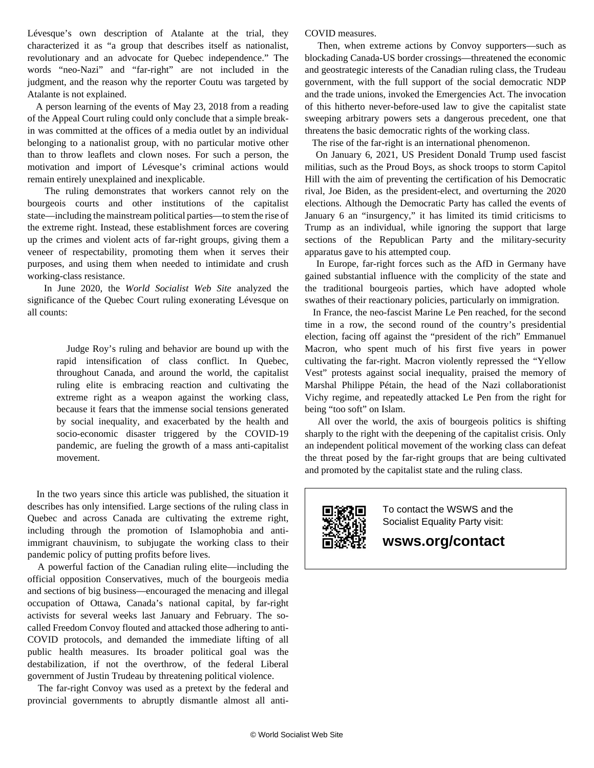Lévesque's own description of Atalante at the trial, they characterized it as "a group that describes itself as nationalist, revolutionary and an advocate for Quebec independence." The words "neo-Nazi" and "far-right" are not included in the judgment, and the reason why the reporter Coutu was targeted by Atalante is not explained.

A person learning of the events of May 23, 2018 from a reading of the Appeal Court ruling could only conclude that a simple break-in was committed at the offices of a media outlet by an individual belonging to a nationalist group, with no particular motive other than to throw leaflets and clown noses. For such a person, the motivation and import of Lévesque's criminal actions would remain entirely unexplained and inexplicable.

The ruling demonstrates that workers cannot rely on the bourgeois courts and other institutions of the capitalist state—including the mainstream political parties—to stem the rise of the extreme right. Instead, these establishment forces are covering up the crimes and violent acts of far-right groups, giving them a veneer of respectability, promoting them when it serves their purposes, and using them when needed to intimidate and crush working-class resistance.

In June 2020, the *World Socialist Web Site* analyzed the significance of the Quebec Court ruling exonerating Lévesque on all counts:

> Judge Roy's ruling and behavior are bound up with the rapid intensification of class conflict. In Quebec, throughout Canada, and around the world, the capitalist ruling elite is embracing reaction and cultivating the extreme right as a weapon against the working class, because it fears that the immense social tensions generated by social inequality, and exacerbated by the health and socio-economic disaster triggered by the COVID-19 pandemic, are fueling the growth of a mass anti-capitalist movement.

In the two years since this article was published, the situation it describes has only intensified. Large sections of the ruling class in Quebec and across Canada are cultivating the extreme right, including through the promotion of Islamophobia and anti-immigrant chauvinism, to subjugate the working class to their pandemic policy of putting profits before lives.

A powerful faction of the Canadian ruling elite—including the official opposition Conservatives, much of the bourgeois media and sections of big business—encouraged the menacing and illegal occupation of Ottawa, Canada's national capital, by far-right activists for several weeks last January and February. The so-called Freedom Convoy flouted and attacked those adhering to anti-COVID protocols, and demanded the immediate lifting of all public health measures. Its broader political goal was the destabilization, if not the overthrow, of the federal Liberal government of Justin Trudeau by threatening political violence.

The far-right Convoy was used as a pretext by the federal and provincial governments to abruptly dismantle almost all anti-COVID measures.

Then, when extreme actions by Convoy supporters—such as blockading Canada-US border crossings—threatened the economic and geostrategic interests of the Canadian ruling class, the Trudeau government, with the full support of the social democratic NDP and the trade unions, invoked the Emergencies Act. The invocation of this hitherto never-before-used law to give the capitalist state sweeping arbitrary powers sets a dangerous precedent, one that threatens the basic democratic rights of the working class.

The rise of the far-right is an international phenomenon.

On January 6, 2021, US President Donald Trump used fascist militias, such as the Proud Boys, as shock troops to storm Capitol Hill with the aim of preventing the certification of his Democratic rival, Joe Biden, as the president-elect, and overturning the 2020 elections. Although the Democratic Party has called the events of January 6 an "insurgency," it has limited its timid criticisms to Trump as an individual, while ignoring the support that large sections of the Republican Party and the military-security apparatus gave to his attempted coup.

In Europe, far-right forces such as the AfD in Germany have gained substantial influence with the complicity of the state and the traditional bourgeois parties, which have adopted whole swathes of their reactionary policies, particularly on immigration.

In France, the neo-fascist Marine Le Pen reached, for the second time in a row, the second round of the country's presidential election, facing off against the "president of the rich" Emmanuel Macron, who spent much of his first five years in power cultivating the far-right. Macron violently repressed the "Yellow Vest" protests against social inequality, praised the memory of Marshal Philippe Pétain, the head of the Nazi collaborationist Vichy regime, and repeatedly attacked Le Pen from the right for being "too soft" on Islam.

All over the world, the axis of bourgeois politics is shifting sharply to the right with the deepening of the capitalist crisis. Only an independent political movement of the working class can defeat the threat posed by the far-right groups that are being cultivated and promoted by the capitalist state and the ruling class.

To contact the WSWS and the Socialist Equality Party visit:

**wsws.org/contact**